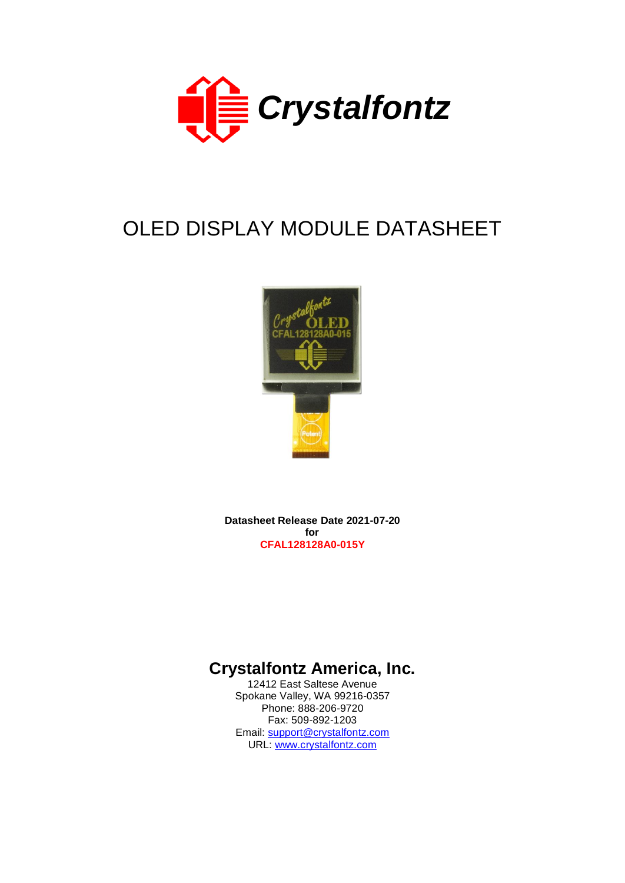# Crystalfontz

# OLED DISPLAY MODULE DATASHEET

**Datasheet Release Date 2021-07-20**
**for**
**CFAL128128A0-015Y**

## Crystalfontz America, Inc.

12412 East Saltese Avenue
Spokane Valley, WA 99216-0357
Phone: 888-206-9720
Fax: 509-892-1203
Email: support@crystalfontz.com
URL: www.crystalfontz.com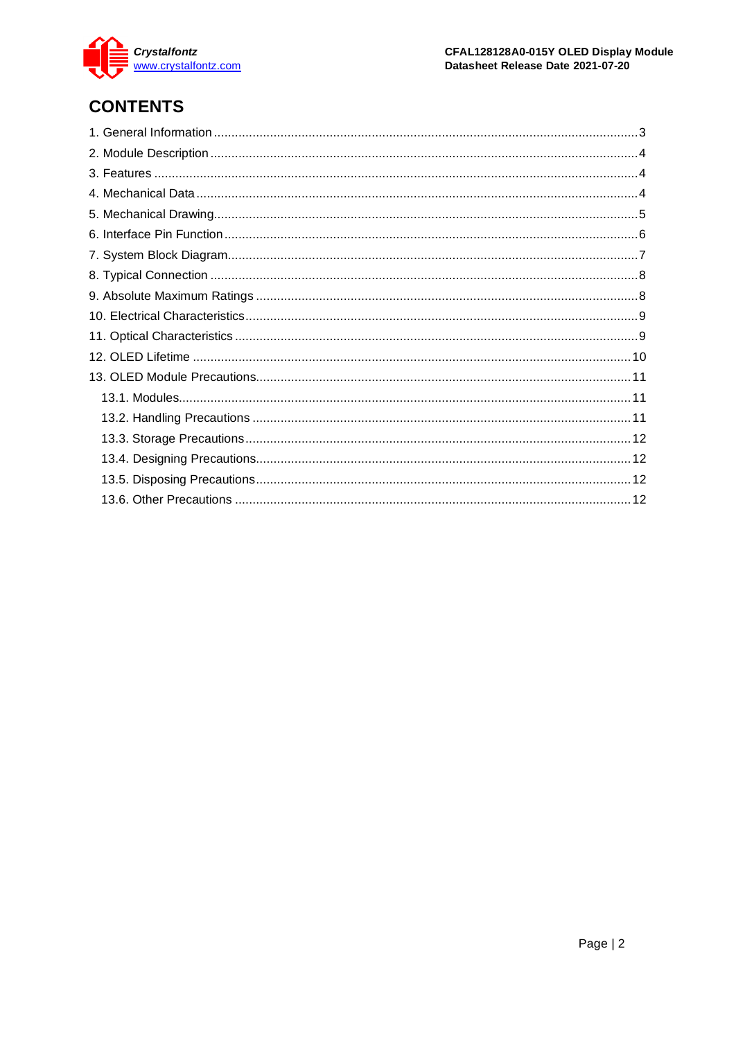# CONTENTS

1. General Information ........................................................................................................3
2. Module Description ........................................................................................................4
3. Features ........................................................................................................................4
4. Mechanical Data ............................................................................................................4
5. Mechanical Drawing........................................................................................................5
6. Interface Pin Function .....................................................................................................6
7. System Block Diagram....................................................................................................7
8. Typical Connection .........................................................................................................8
9. Absolute Maximum Ratings ............................................................................................8
10. Electrical Characteristics...............................................................................................9
11. Optical Characteristics ..................................................................................................9
12. OLED Lifetime ............................................................................................................10
13. OLED Module Precautions..........................................................................................11
    - 13.1. Modules...............................................................................................................11
    - 13.2. Handling Precautions ..........................................................................................11
    - 13.3. Storage Precautions............................................................................................12
    - 13.4. Designing Precautions.........................................................................................12
    - 13.5. Disposing Precautions.........................................................................................12
    - 13.6. Other Precautions ...............................................................................................12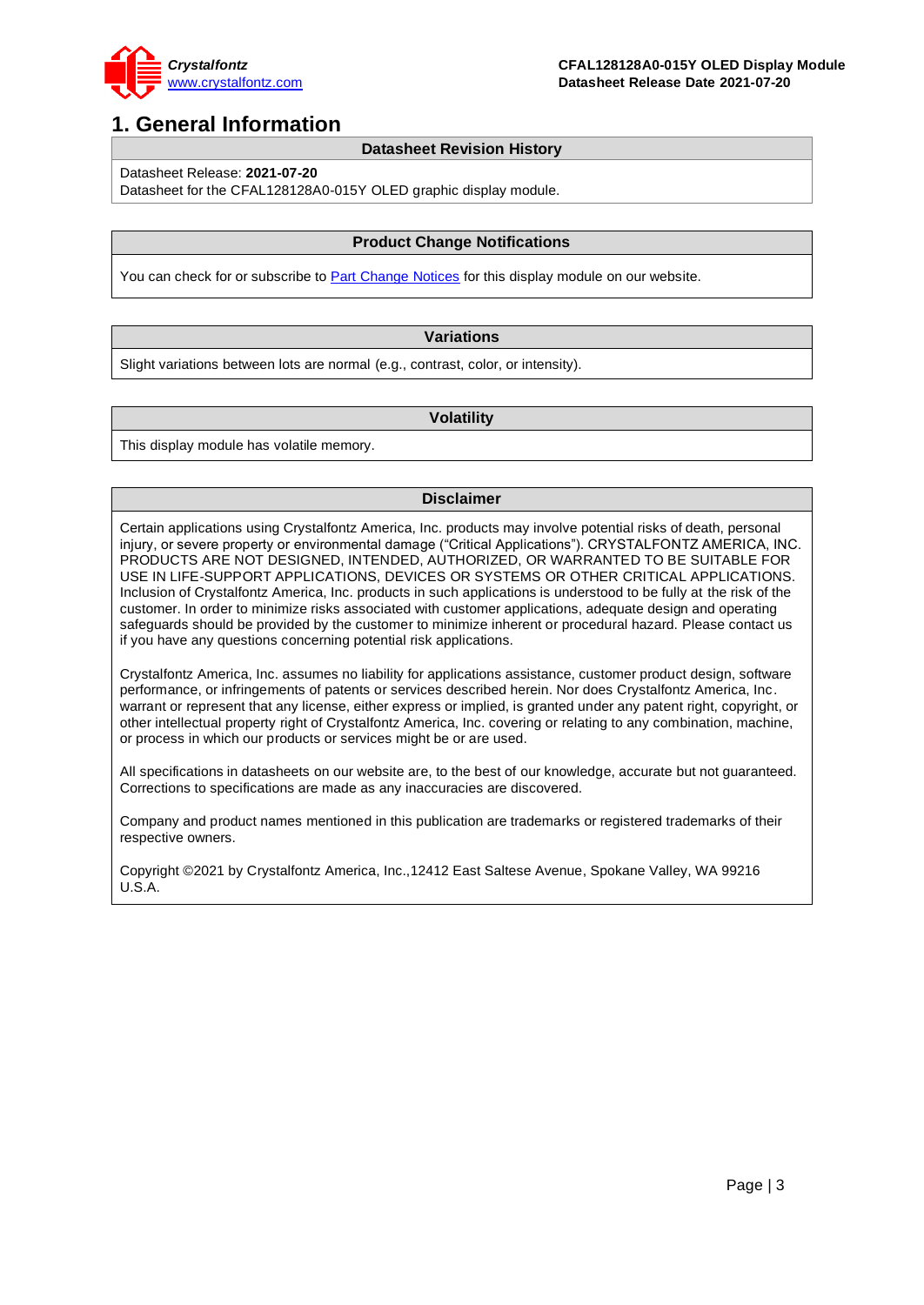# 1. General Information

## Datasheet Revision History

Datasheet Release: **2021-07-20**

Datasheet for the CFAL128128A0-015Y OLED graphic display module.

## Product Change Notifications

You can check for or subscribe to Part Change Notices for this display module on our website.

## Variations

Slight variations between lots are normal (e.g., contrast, color, or intensity).

## Volatility

This display module has volatile memory.

## Disclaimer

Certain applications using Crystalfontz America, Inc. products may involve potential risks of death, personal injury, or severe property or environmental damage ("Critical Applications"). CRYSTALFONTZ AMERICA, INC. PRODUCTS ARE NOT DESIGNED, INTENDED, AUTHORIZED, OR WARRANTED TO BE SUITABLE FOR USE IN LIFE-SUPPORT APPLICATIONS, DEVICES OR SYSTEMS OR OTHER CRITICAL APPLICATIONS. Inclusion of Crystalfontz America, Inc. products in such applications is understood to be fully at the risk of the customer. In order to minimize risks associated with customer applications, adequate design and operating safeguards should be provided by the customer to minimize inherent or procedural hazard. Please contact us if you have any questions concerning potential risk applications.

Crystalfontz America, Inc. assumes no liability for applications assistance, customer product design, software performance, or infringements of patents or services described herein. Nor does Crystalfontz America, Inc. warrant or represent that any license, either express or implied, is granted under any patent right, copyright, or other intellectual property right of Crystalfontz America, Inc. covering or relating to any combination, machine, or process in which our products or services might be or are used.

All specifications in datasheets on our website are, to the best of our knowledge, accurate but not guaranteed. Corrections to specifications are made as any inaccuracies are discovered.

Company and product names mentioned in this publication are trademarks or registered trademarks of their respective owners.

Copyright ©2021 by Crystalfontz America, Inc.,12412 East Saltese Avenue, Spokane Valley, WA 99216 U.S.A.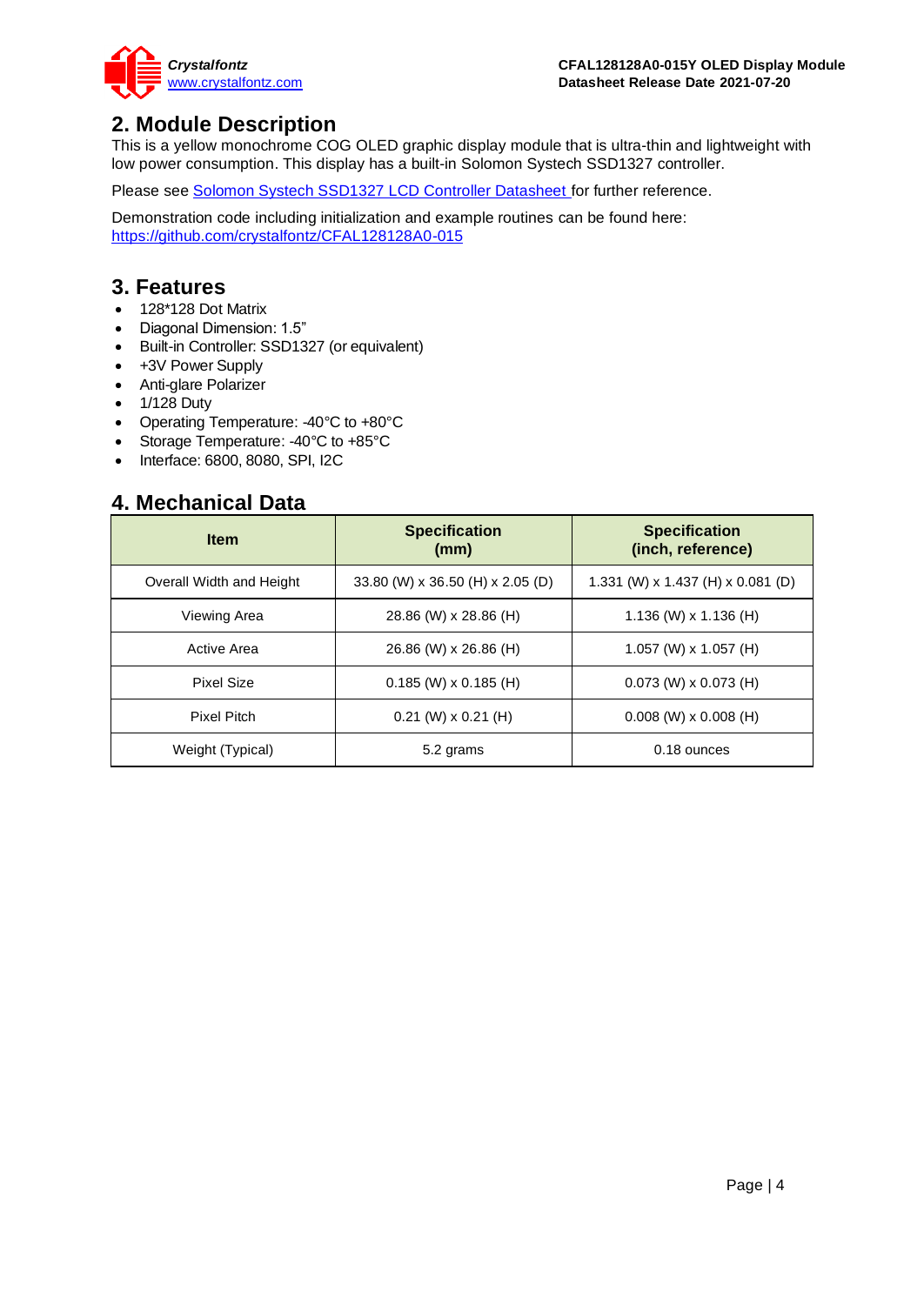## 2. Module Description

This is a yellow monochrome COG OLED graphic display module that is ultra-thin and lightweight with low power consumption. This display has a built-in Solomon Systech SSD1327 controller.

Please see [Solomon Systech SSD1327 LCD Controller Datasheet](#) for further reference.

Demonstration code including initialization and example routines can be found here:
https://github.com/crystalfontz/CFAL128128A0-015

## 3. Features

- 128*128 Dot Matrix
- Diagonal Dimension: 1.5"
- Built-in Controller: SSD1327 (or equivalent)
- +3V Power Supply
- Anti-glare Polarizer
- 1/128 Duty
- Operating Temperature: -40°C to +80°C
- Storage Temperature: -40°C to +85°C
- Interface: 6800, 8080, SPI, I2C

## 4. Mechanical Data

| Item | Specification (mm) | Specification (inch, reference) |
|---|---|---|
| Overall Width and Height | 33.80 (W) x 36.50 (H) x 2.05 (D) | 1.331 (W) x 1.437 (H) x 0.081 (D) |
| Viewing Area | 28.86 (W) x 28.86 (H) | 1.136 (W) x 1.136 (H) |
| Active Area | 26.86 (W) x 26.86 (H) | 1.057 (W) x 1.057 (H) |
| Pixel Size | 0.185 (W) x 0.185 (H) | 0.073 (W) x 0.073 (H) |
| Pixel Pitch | 0.21 (W) x 0.21 (H) | 0.008 (W) x 0.008 (H) |
| Weight (Typical) | 5.2 grams | 0.18 ounces |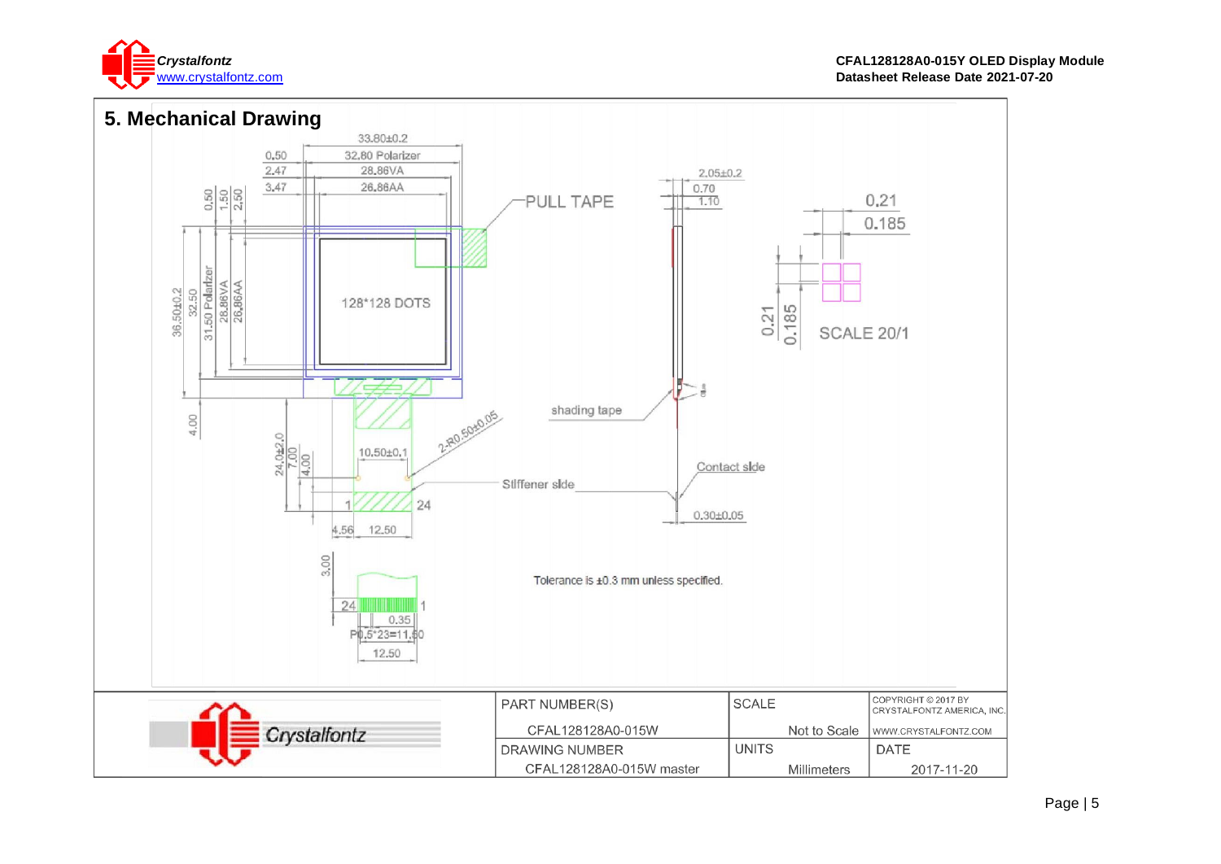## 5. Mechanical Drawing

33.80±0.2
0.50 | 32.80 Polarizer
2.47 | 28.86VA
3.47 | 26.86AA

0.50 | 1.50 | 2.50

36.50±0.2 | 32.50 | 31.50 Polarizer | 28.86VA | 26.86AA

128*128 DOTS

PULL TAPE

2.05±0.2
0.70
1.10

0.21
0.185

0.21
0.185

SCALE 20/1

shading tape

4.00

24.0±2.0 | 7.00 | 4.00

10.50±0.1

2-R0.50±0.05

Contact side

Stiffener side

1 | 24

4.56 | 12.50

0.30±0.05

3.00

24 | 1

0.35

P0.5*23=11.50

12.50

Tolerance is ±0.3 mm unless specified.

| PART NUMBER(S) | SCALE | COPYRIGHT © 2017 BY CRYSTALFONTZ AMERICA, INC. |
|---|---|---|
| CFAL128128A0-015W | Not to Scale | WWW.CRYSTALFONTZ.COM |
| DRAWING NUMBER | UNITS | DATE |
| CFAL128128A0-015W master | Millimeters | 2017-11-20 |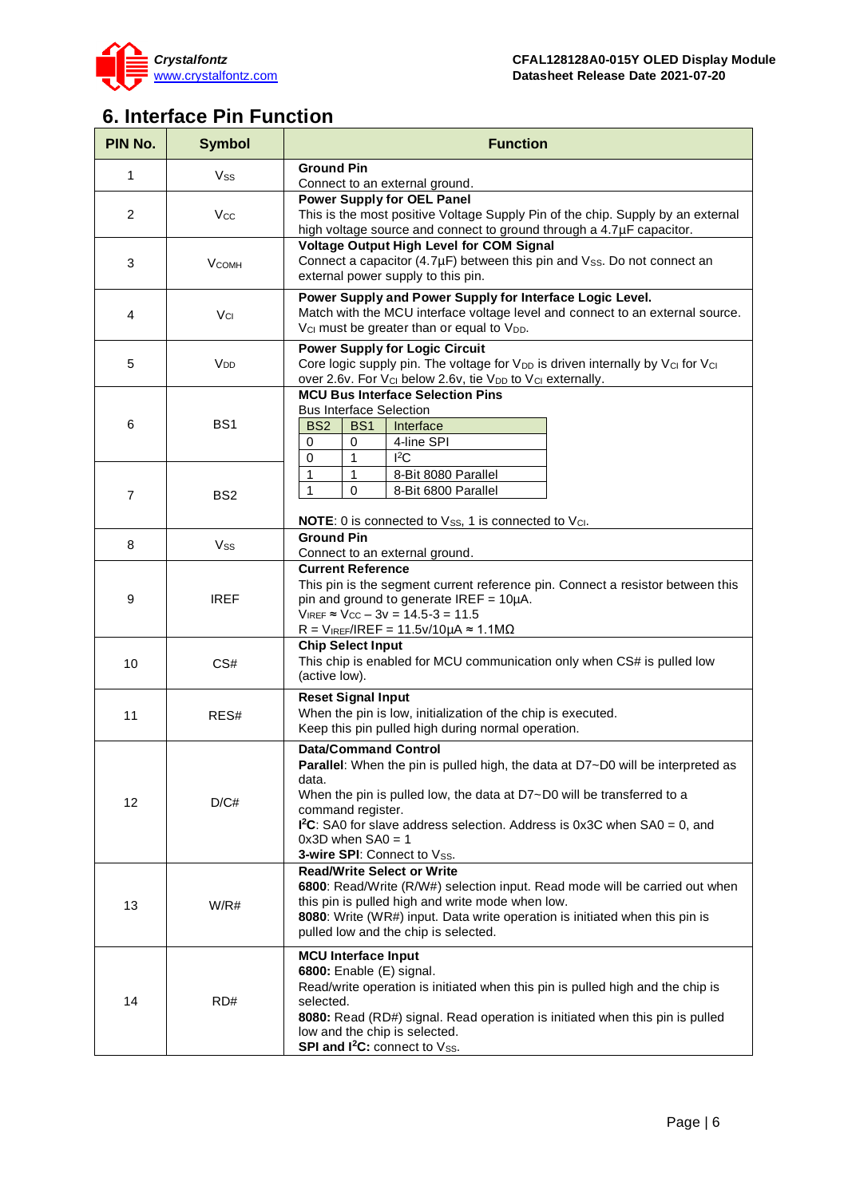## 6. Interface Pin Function

| PIN No. | Symbol | Function |
|---|---|---|
| 1 | $V_{SS}$ | **Ground Pin**<br>Connect to an external ground. |
| 2 | $V_{CC}$ | **Power Supply for OEL Panel**<br>This is the most positive Voltage Supply Pin of the chip. Supply by an external high voltage source and connect to ground through a 4.7µF capacitor. |
| 3 | $V_{COMH}$ | **Voltage Output High Level for COM Signal**<br>Connect a capacitor (4.7µF) between this pin and $V_{SS}$. Do not connect an external power supply to this pin. |
| 4 | $V_{CI}$ | **Power Supply and Power Supply for Interface Logic Level.**<br>Match with the MCU interface voltage level and connect to an external source. $V_{CI}$ must be greater than or equal to $V_{DD}$. |
| 5 | $V_{DD}$ | **Power Supply for Logic Circuit**<br>Core logic supply pin. The voltage for $V_{DD}$ is driven internally by $V_{CI}$ for $V_{CI}$ over 2.6v. For $V_{CI}$ below 2.6v, tie $V_{DD}$ to $V_{CI}$ externally. |
| 6 | BS1 | **MCU Bus Interface Selection Pins**<br>Bus Interface Selection<br>BS2 / BS1 / Interface:<br>0 / 0 / 4-line SPI<br>0 / 1 / $I^2C$<br>1 / 1 / 8-Bit 8080 Parallel<br>1 / 0 / 8-Bit 6800 Parallel<br><br>**NOTE**: 0 is connected to $V_{SS}$, 1 is connected to $V_{CI}$. |
| 7 | BS2 | (see above) |
| 8 | $V_{SS}$ | **Ground Pin**<br>Connect to an external ground. |
| 9 | IREF | **Current Reference**<br>This pin is the segment current reference pin. Connect a resistor between this pin and ground to generate IREF = 10µA.<br>$V_{IREF} \approx V_{CC} - 3v = 14.5\text{-}3 = 11.5$<br>$R = V_{IREF}/IREF = 11.5v/10\mu A \approx 1.1M\Omega$ |
| 10 | CS# | **Chip Select Input**<br>This chip is enabled for MCU communication only when CS# is pulled low (active low). |
| 11 | RES# | **Reset Signal Input**<br>When the pin is low, initialization of the chip is executed.<br>Keep this pin pulled high during normal operation. |
| 12 | D/C# | **Data/Command Control**<br>**Parallel**: When the pin is pulled high, the data at D7~D0 will be interpreted as data.<br>When the pin is pulled low, the data at D7~D0 will be transferred to a command register.<br>**$I^2C$**: SA0 for slave address selection. Address is 0x3C when SA0 = 0, and 0x3D when SA0 = 1<br>**3-wire SPI**: Connect to $V_{SS}$. |
| 13 | W/R# | **Read/Write Select or Write**<br>**6800**: Read/Write (R/W#) selection input. Read mode will be carried out when this pin is pulled high and write mode when low.<br>**8080**: Write (WR#) input. Data write operation is initiated when this pin is pulled low and the chip is selected. |
| 14 | RD# | **MCU Interface Input**<br>**6800:** Enable (E) signal.<br>Read/write operation is initiated when this pin is pulled high and the chip is selected.<br>**8080:** Read (RD#) signal. Read operation is initiated when this pin is pulled low and the chip is selected.<br>**SPI and $I^2C$:** connect to $V_{SS}$. |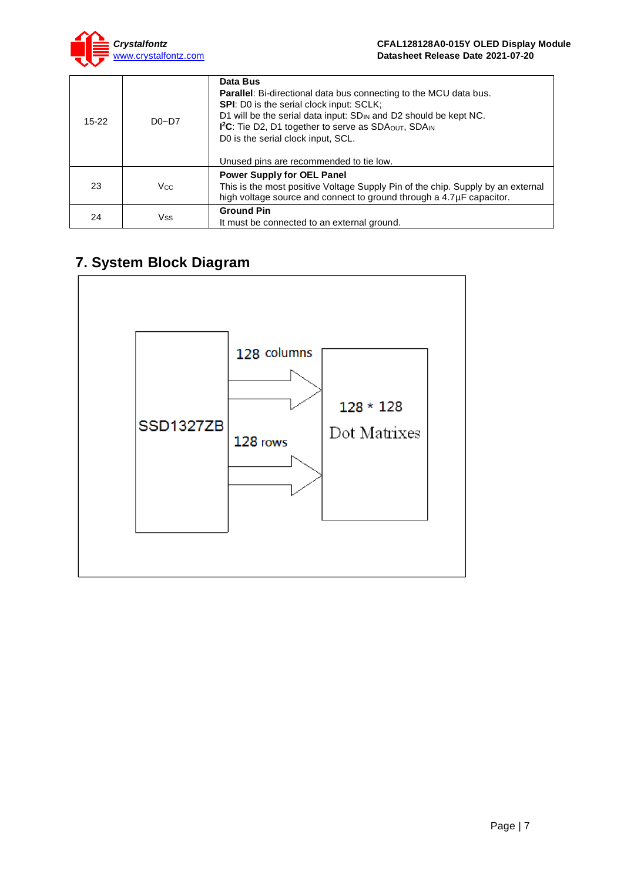| 15-22 | D0~D7 | **Data Bus**<br>**Parallel**: Bi-directional data bus connecting to the MCU data bus.<br>**SPI**: D0 is the serial clock input: SCLK;<br>D1 will be the serial data input: $SD_{IN}$ and D2 should be kept NC.<br>**I²C**: Tie D2, D1 together to serve as $SDA_{OUT}$, $SDA_{IN}$<br>D0 is the serial clock input, SCL.<br><br>Unused pins are recommended to tie low. |
|---|---|---|
| 23 | $V_{CC}$ | **Power Supply for OEL Panel**<br>This is the most positive Voltage Supply Pin of the chip. Supply by an external high voltage source and connect to ground through a 4.7µF capacitor. |
| 24 | $V_{SS}$ | **Ground Pin**<br>It must be connected to an external ground. |

## 7. System Block Diagram

SSD1327ZB

128 columns

128 rows

128 * 128

Dot Matrixes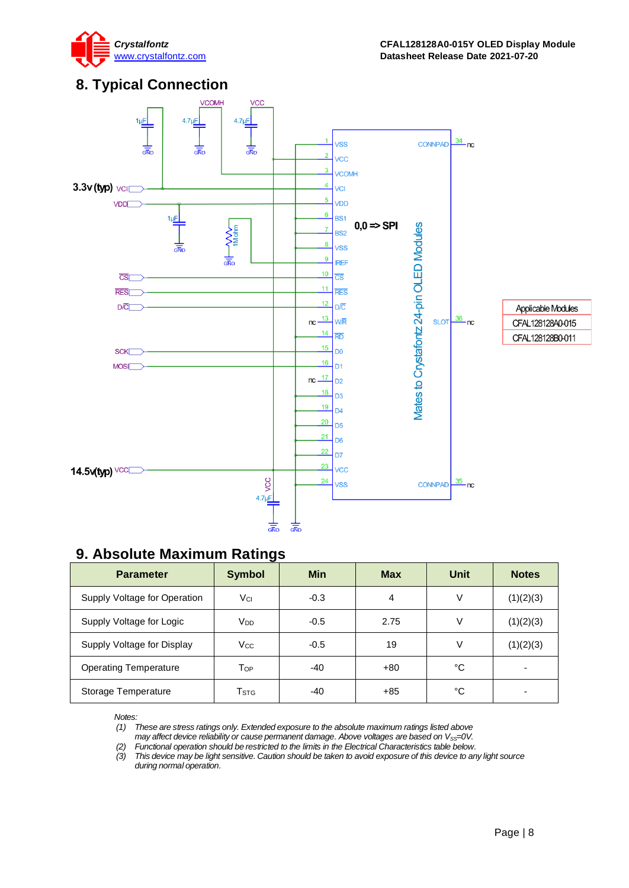## 8. Typical Connection

3.3v (typ) VCI

VDD

CS

RES

D/C

SCK

MOSI

14.5v(typ) VCC

0,0 => SPI

Mates to Crystalfontz 24-pin OLED Modules

| Applicable Modules |
|---|
| CFAL128128A0-015 |
| CFAL128128B0-011 |

## 9. Absolute Maximum Ratings

| Parameter | Symbol | Min | Max | Unit | Notes |
|---|---|---|---|---|---|
| Supply Voltage for Operation | $V_{CI}$ | -0.3 | 4 | V | (1)(2)(3) |
| Supply Voltage for Logic | $V_{DD}$ | -0.5 | 2.75 | V | (1)(2)(3) |
| Supply Voltage for Display | $V_{CC}$ | -0.5 | 19 | V | (1)(2)(3) |
| Operating Temperature | $T_{OP}$ | -40 | +80 | °C | - |
| Storage Temperature | $T_{STG}$ | -40 | +85 | °C | - |

*Notes:*

*(1) These are stress ratings only. Extended exposure to the absolute maximum ratings listed above may affect device reliability or cause permanent damage. Above voltages are based on $V_{SS}$=0V.*

*(2) Functional operation should be restricted to the limits in the Electrical Characteristics table below.*

*(3) This device may be light sensitive. Caution should be taken to avoid exposure of this device to any light source during normal operation.*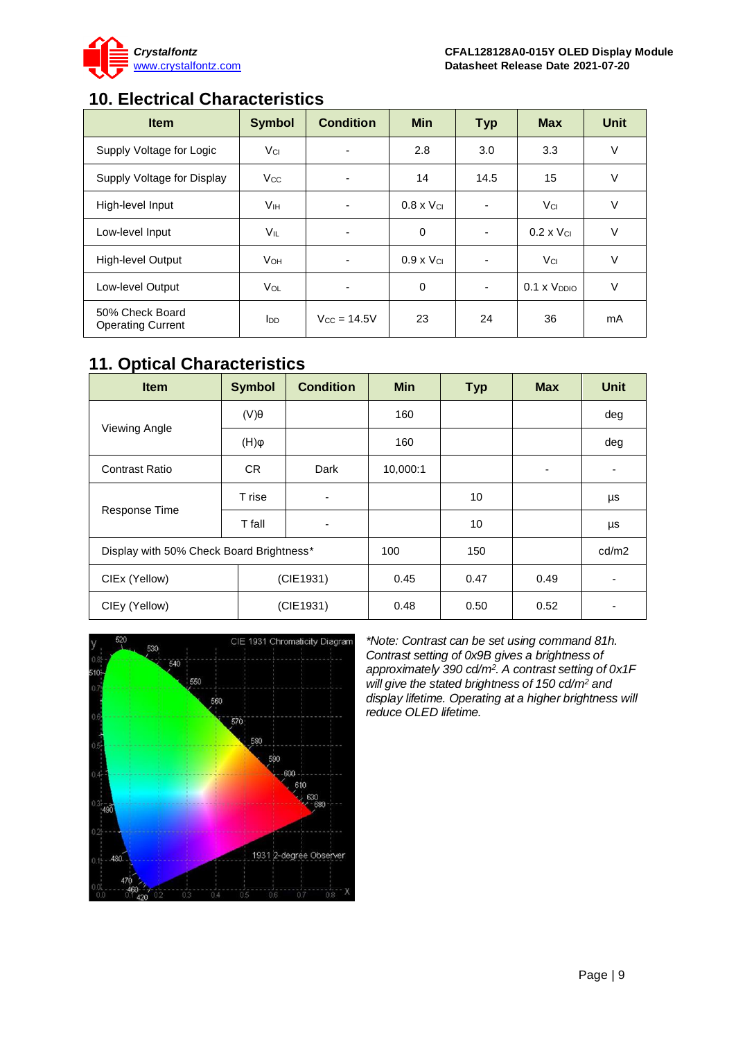## 10. Electrical Characteristics

| Item | Symbol | Condition | Min | Typ | Max | Unit |
|---|---|---|---|---|---|---|
| Supply Voltage for Logic | $V_{CI}$ | - | 2.8 | 3.0 | 3.3 | V |
| Supply Voltage for Display | $V_{CC}$ | - | 14 | 14.5 | 15 | V |
| High-level Input | $V_{IH}$ | - | 0.8 x $V_{CI}$ | - | $V_{CI}$ | V |
| Low-level Input | $V_{IL}$ | - | 0 | - | 0.2 x $V_{CI}$ | V |
| High-level Output | $V_{OH}$ | - | 0.9 x $V_{CI}$ | - | $V_{CI}$ | V |
| Low-level Output | $V_{OL}$ | - | 0 | - | 0.1 x $V_{DDIO}$ | V |
| 50% Check Board Operating Current | $I_{DD}$ | $V_{CC}$ = 14.5V | 23 | 24 | 36 | mA |

## 11. Optical Characteristics

| Item | Symbol | Condition | Min | Typ | Max | Unit |
|---|---|---|---|---|---|---|
| Viewing Angle | (V)θ | | 160 | | | deg |
| | (H)φ | | 160 | | | deg |
| Contrast Ratio | CR | Dark | 10,000:1 | | - | - |
| Response Time | T rise | - | | 10 | | µs |
| | T fall | - | | 10 | | µs |
| Display with 50% Check Board Brightness* | | | 100 | 150 | | cd/m2 |
| CIEx (Yellow) | (CIE1931) | | 0.45 | 0.47 | 0.49 | - |
| CIEy (Yellow) | (CIE1931) | | 0.48 | 0.50 | 0.52 | - |

*\*Note: Contrast can be set using command 81h. Contrast setting of 0x9B gives a brightness of approximately 390 cd/m². A contrast setting of 0x1F will give the stated brightness of 150 cd/m² and display lifetime. Operating at a higher brightness will reduce OLED lifetime.*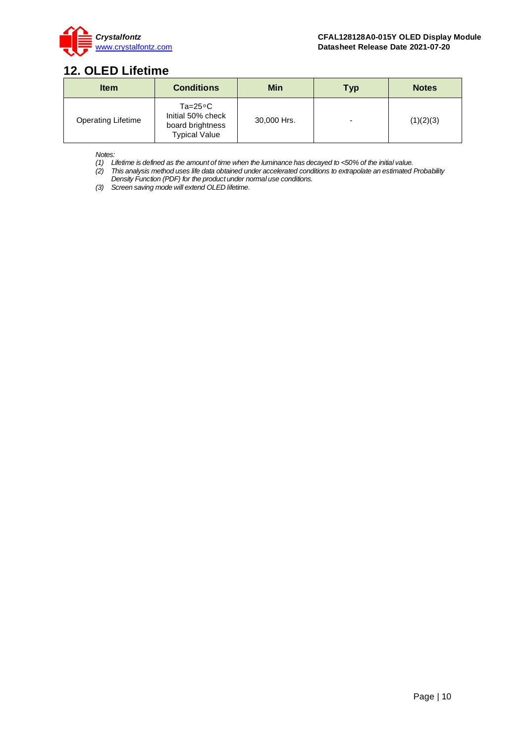## 12. OLED Lifetime

| Item | Conditions | Min | Typ | Notes |
|---|---|---|---|---|
| Operating Lifetime | Ta=25°C<br>Initial 50% check board brightness<br>Typical Value | 30,000 Hrs. | - | (1)(2)(3) |

*Notes:*

*(1) Lifetime is defined as the amount of time when the luminance has decayed to <50% of the initial value.*

*(2) This analysis method uses life data obtained under accelerated conditions to extrapolate an estimated Probability Density Function (PDF) for the product under normal use conditions.*

*(3) Screen saving mode will extend OLED lifetime.*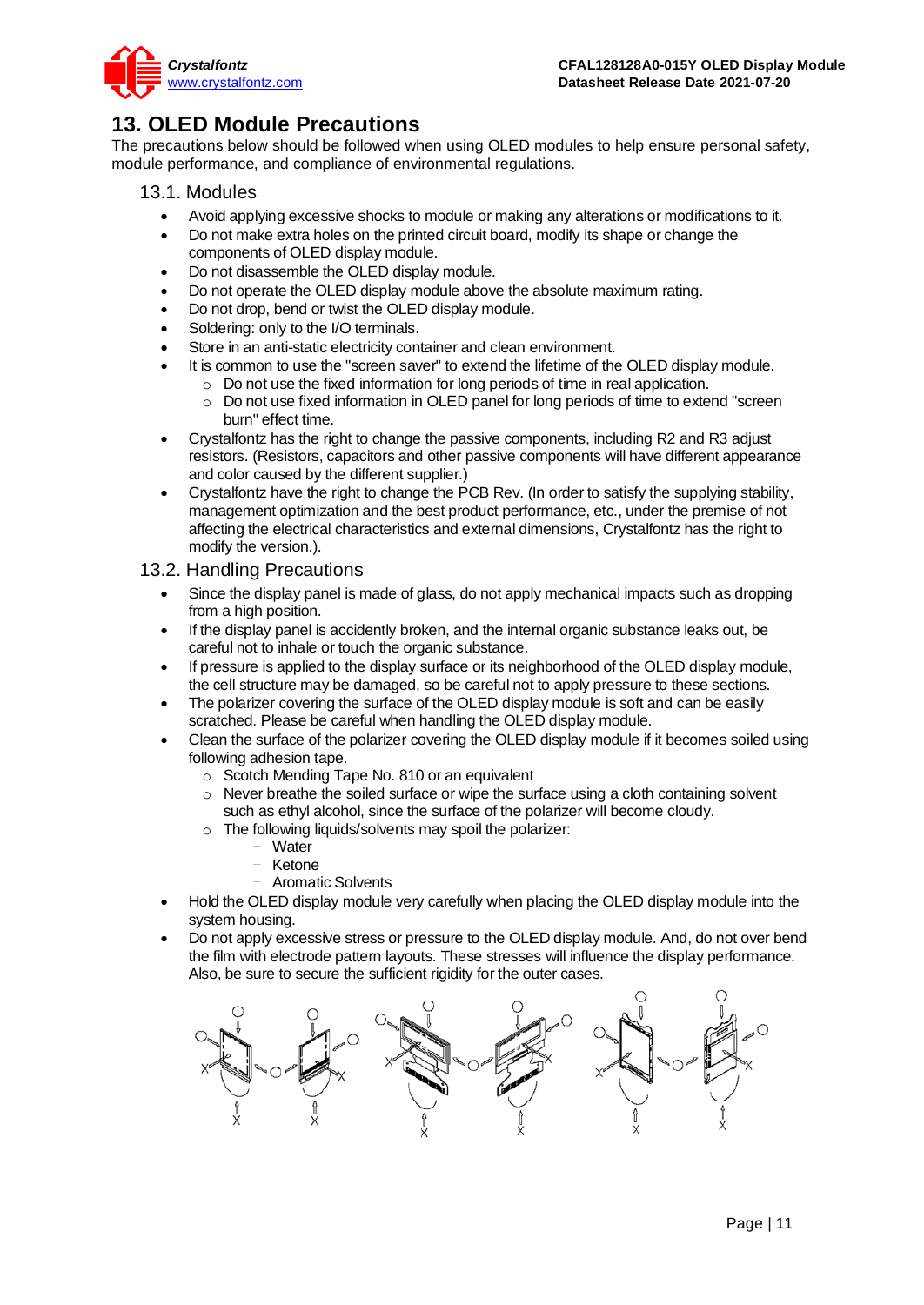# 13. OLED Module Precautions

The precautions below should be followed when using OLED modules to help ensure personal safety, module performance, and compliance of environmental regulations.

## 13.1. Modules

- Avoid applying excessive shocks to module or making any alterations or modifications to it.
- Do not make extra holes on the printed circuit board, modify its shape or change the components of OLED display module.
- Do not disassemble the OLED display module.
- Do not operate the OLED display module above the absolute maximum rating.
- Do not drop, bend or twist the OLED display module.
- Soldering: only to the I/O terminals.
- Store in an anti-static electricity container and clean environment.
- It is common to use the "screen saver" to extend the lifetime of the OLED display module.
  - Do not use the fixed information for long periods of time in real application.
  - Do not use fixed information in OLED panel for long periods of time to extend "screen burn" effect time.
- Crystalfontz has the right to change the passive components, including R2 and R3 adjust resistors. (Resistors, capacitors and other passive components will have different appearance and color caused by the different supplier.)
- Crystalfontz have the right to change the PCB Rev. (In order to satisfy the supplying stability, management optimization and the best product performance, etc., under the premise of not affecting the electrical characteristics and external dimensions, Crystalfontz has the right to modify the version.).

## 13.2. Handling Precautions

- Since the display panel is made of glass, do not apply mechanical impacts such as dropping from a high position.
- If the display panel is accidently broken, and the internal organic substance leaks out, be careful not to inhale or touch the organic substance.
- If pressure is applied to the display surface or its neighborhood of the OLED display module, the cell structure may be damaged, so be careful not to apply pressure to these sections.
- The polarizer covering the surface of the OLED display module is soft and can be easily scratched. Please be careful when handling the OLED display module.
- Clean the surface of the polarizer covering the OLED display module if it becomes soiled using following adhesion tape.
  - Scotch Mending Tape No. 810 or an equivalent
  - Never breathe the soiled surface or wipe the surface using a cloth containing solvent such as ethyl alcohol, since the surface of the polarizer will become cloudy.
  - The following liquids/solvents may spoil the polarizer:
    - Water
    - Ketone
    - Aromatic Solvents
- Hold the OLED display module very carefully when placing the OLED display module into the system housing.
- Do not apply excessive stress or pressure to the OLED display module. And, do not over bend the film with electrode pattern layouts. These stresses will influence the display performance. Also, be sure to secure the sufficient rigidity for the outer cases.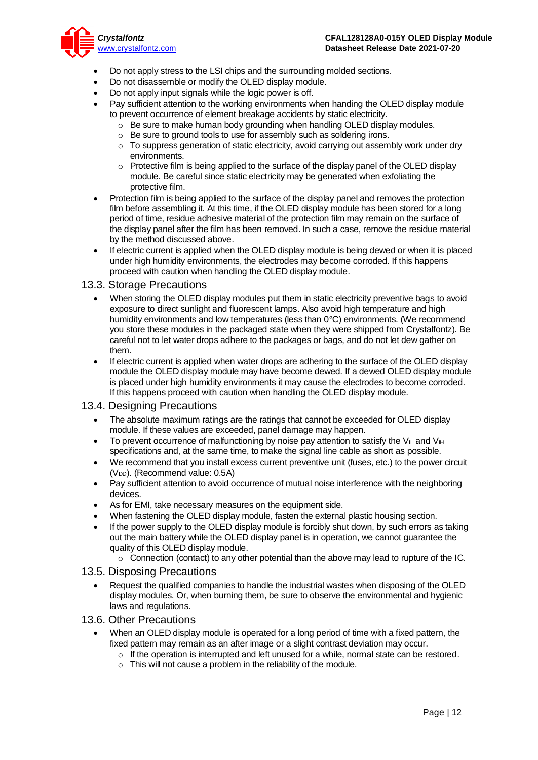- Do not apply stress to the LSI chips and the surrounding molded sections.
- Do not disassemble or modify the OLED display module.
- Do not apply input signals while the logic power is off.
- Pay sufficient attention to the working environments when handing the OLED display module to prevent occurrence of element breakage accidents by static electricity.
  - Be sure to make human body grounding when handling OLED display modules.
  - Be sure to ground tools to use for assembly such as soldering irons.
  - To suppress generation of static electricity, avoid carrying out assembly work under dry environments.
  - Protective film is being applied to the surface of the display panel of the OLED display module. Be careful since static electricity may be generated when exfoliating the protective film.
- Protection film is being applied to the surface of the display panel and removes the protection film before assembling it. At this time, if the OLED display module has been stored for a long period of time, residue adhesive material of the protection film may remain on the surface of the display panel after the film has been removed. In such a case, remove the residue material by the method discussed above.
- If electric current is applied when the OLED display module is being dewed or when it is placed under high humidity environments, the electrodes may become corroded. If this happens proceed with caution when handling the OLED display module.

## 13.3. Storage Precautions

- When storing the OLED display modules put them in static electricity preventive bags to avoid exposure to direct sunlight and fluorescent lamps. Also avoid high temperature and high humidity environments and low temperatures (less than 0°C) environments. (We recommend you store these modules in the packaged state when they were shipped from Crystalfontz). Be careful not to let water drops adhere to the packages or bags, and do not let dew gather on them.
- If electric current is applied when water drops are adhering to the surface of the OLED display module the OLED display module may have become dewed. If a dewed OLED display module is placed under high humidity environments it may cause the electrodes to become corroded. If this happens proceed with caution when handling the OLED display module.

## 13.4. Designing Precautions

- The absolute maximum ratings are the ratings that cannot be exceeded for OLED display module. If these values are exceeded, panel damage may happen.
- To prevent occurrence of malfunctioning by noise pay attention to satisfy the $V_{IL}$ and $V_{IH}$ specifications and, at the same time, to make the signal line cable as short as possible.
- We recommend that you install excess current preventive unit (fuses, etc.) to the power circuit ($V_{DD}$). (Recommend value: 0.5A)
- Pay sufficient attention to avoid occurrence of mutual noise interference with the neighboring devices.
- As for EMI, take necessary measures on the equipment side.
- When fastening the OLED display module, fasten the external plastic housing section.
- If the power supply to the OLED display module is forcibly shut down, by such errors as taking out the main battery while the OLED display panel is in operation, we cannot guarantee the quality of this OLED display module.
  - Connection (contact) to any other potential than the above may lead to rupture of the IC.

## 13.5. Disposing Precautions

- Request the qualified companies to handle the industrial wastes when disposing of the OLED display modules. Or, when burning them, be sure to observe the environmental and hygienic laws and regulations.

## 13.6. Other Precautions

- When an OLED display module is operated for a long period of time with a fixed pattern, the fixed pattern may remain as an after image or a slight contrast deviation may occur.
  - If the operation is interrupted and left unused for a while, normal state can be restored.
  - This will not cause a problem in the reliability of the module.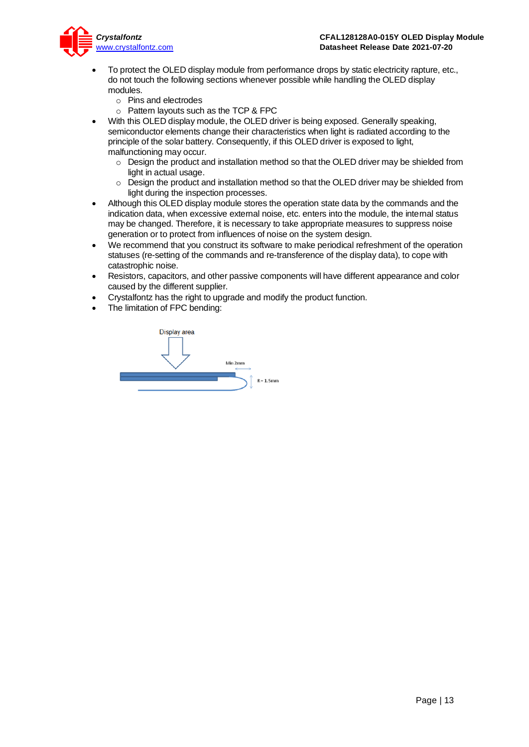- To protect the OLED display module from performance drops by static electricity rapture, etc., do not touch the following sections whenever possible while handling the OLED display modules.
  - Pins and electrodes
  - Pattern layouts such as the TCP & FPC
- With this OLED display module, the OLED driver is being exposed. Generally speaking, semiconductor elements change their characteristics when light is radiated according to the principle of the solar battery. Consequently, if this OLED driver is exposed to light, malfunctioning may occur.
  - Design the product and installation method so that the OLED driver may be shielded from light in actual usage.
  - Design the product and installation method so that the OLED driver may be shielded from light during the inspection processes.
- Although this OLED display module stores the operation state data by the commands and the indication data, when excessive external noise, etc. enters into the module, the internal status may be changed. Therefore, it is necessary to take appropriate measures to suppress noise generation or to protect from influences of noise on the system design.
- We recommend that you construct its software to make periodical refreshment of the operation statuses (re-setting of the commands and re-transference of the display data), to cope with catastrophic noise.
- Resistors, capacitors, and other passive components will have different appearance and color caused by the different supplier.
- Crystalfontz has the right to upgrade and modify the product function.
- The limitation of FPC bending:

Display area

Min 2mm

R= 1.5mm